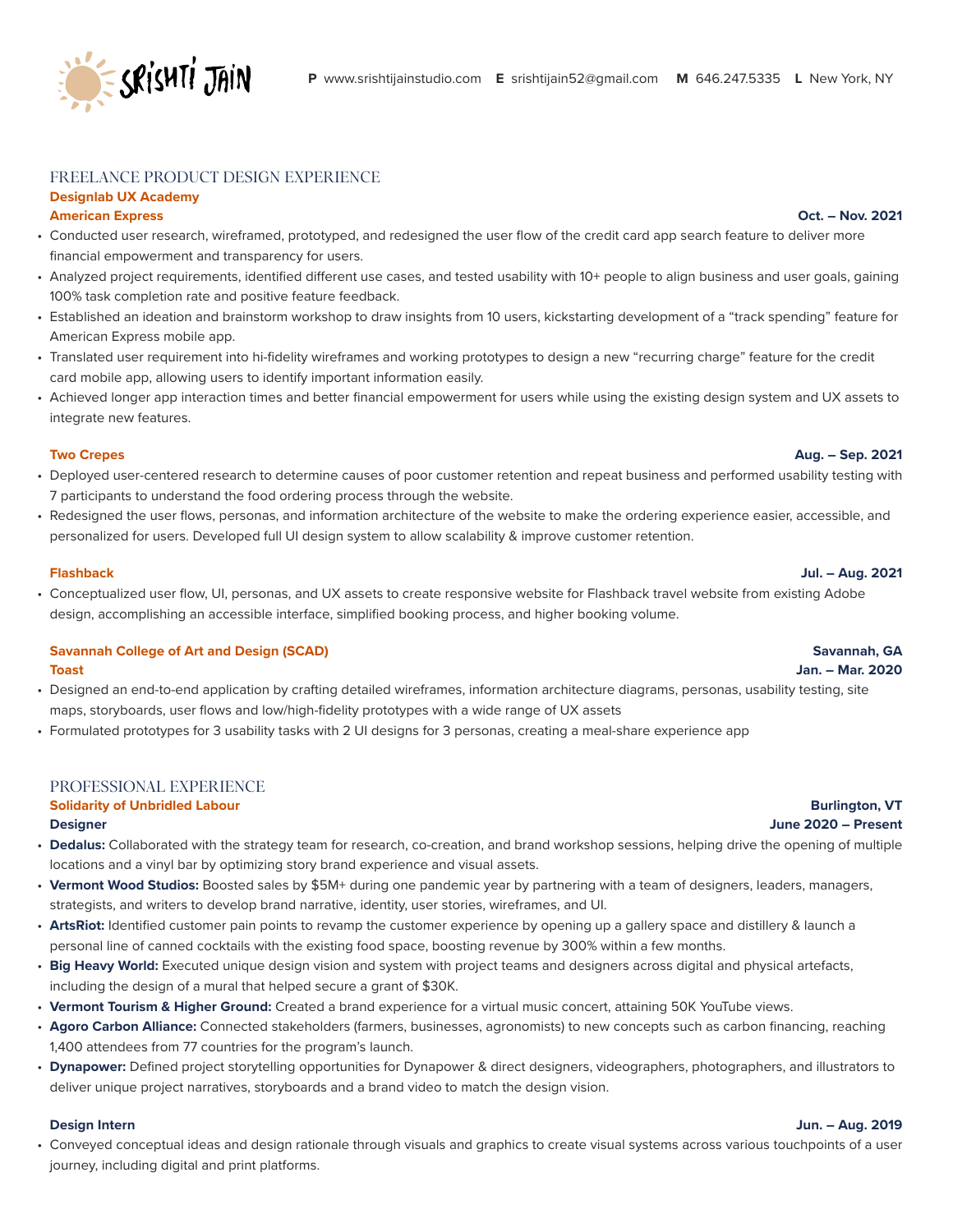# SRISHTI JAIN

**P** www.srishtijainstudio.com **E** srishtijain52@gmail.com **M** 646.247.5335 **L** New York, NY

## FREELANCE PRODUCT DESIGN EXPERIENCE

### Designlab UX Academy

**American Express** — **Oct. – Nov. 2021**

- Conducted user research, wireframed, prototyped, and redesigned the user flow of the credit card app search feature to deliver more financial empowerment and transparency for users.
- Analyzed project requirements, identified different use cases, and tested usability with 10+ people to align business and user goals, gaining 100% task completion rate and positive feature feedback.
- Established an ideation and brainstorm workshop to draw insights from 10 users, kickstarting development of a "track spending" feature for American Express mobile app.
- Translated user requirement into hi-fidelity wireframes and working prototypes to design a new "recurring charge" feature for the credit card mobile app, allowing users to identify important information easily.
- Achieved longer app interaction times and better financial empowerment for users while using the existing design system and UX assets to integrate new features.

**Two Crepes** — **Aug. – Sep. 2021**

- Deployed user-centered research to determine causes of poor customer retention and repeat business and performed usability testing with 7 participants to understand the food ordering process through the website.
- Redesigned the user flows, personas, and information architecture of the website to make the ordering experience easier, accessible, and personalized for users. Developed full UI design system to allow scalability & improve customer retention.

**Flashback** — **Jul. – Aug. 2021**

- Conceptualized user flow, UI, personas, and UX assets to create responsive website for Flashback travel website from existing Adobe design, accomplishing an accessible interface, simplified booking process, and higher booking volume.

### Savannah College of Art and Design (SCAD) — Savannah, GA

**Toast** — **Jan. – Mar. 2020**

- Designed an end-to-end application by crafting detailed wireframes, information architecture diagrams, personas, usability testing, site maps, storyboards, user flows and low/high-fidelity prototypes with a wide range of UX assets
- Formulated prototypes for 3 usability tasks with 2 UI designs for 3 personas, creating a meal-share experience app

## PROFESSIONAL EXPERIENCE

### Solidarity of Unbridled Labour — Burlington, VT

**Designer** — **June 2020 – Present**

- **Dedalus:** Collaborated with the strategy team for research, co-creation, and brand workshop sessions, helping drive the opening of multiple locations and a vinyl bar by optimizing story brand experience and visual assets.
- **Vermont Wood Studios:** Boosted sales by $5M+ during one pandemic year by partnering with a team of designers, leaders, managers, strategists, and writers to develop brand narrative, identity, user stories, wireframes, and UI.
- **ArtsRiot:** Identified customer pain points to revamp the customer experience by opening up a gallery space and distillery & launch a personal line of canned cocktails with the existing food space, boosting revenue by 300% within a few months.
- **Big Heavy World:** Executed unique design vision and system with project teams and designers across digital and physical artefacts, including the design of a mural that helped secure a grant of $30K.
- **Vermont Tourism & Higher Ground:** Created a brand experience for a virtual music concert, attaining 50K YouTube views.
- **Agoro Carbon Alliance:** Connected stakeholders (farmers, businesses, agronomists) to new concepts such as carbon financing, reaching 1,400 attendees from 77 countries for the program's launch.
- **Dynapower:** Defined project storytelling opportunities for Dynapower & direct designers, videographers, photographers, and illustrators to deliver unique project narratives, storyboards and a brand video to match the design vision.

**Design Intern** — **Jun. – Aug. 2019**

- Conveyed conceptual ideas and design rationale through visuals and graphics to create visual systems across various touchpoints of a user journey, including digital and print platforms.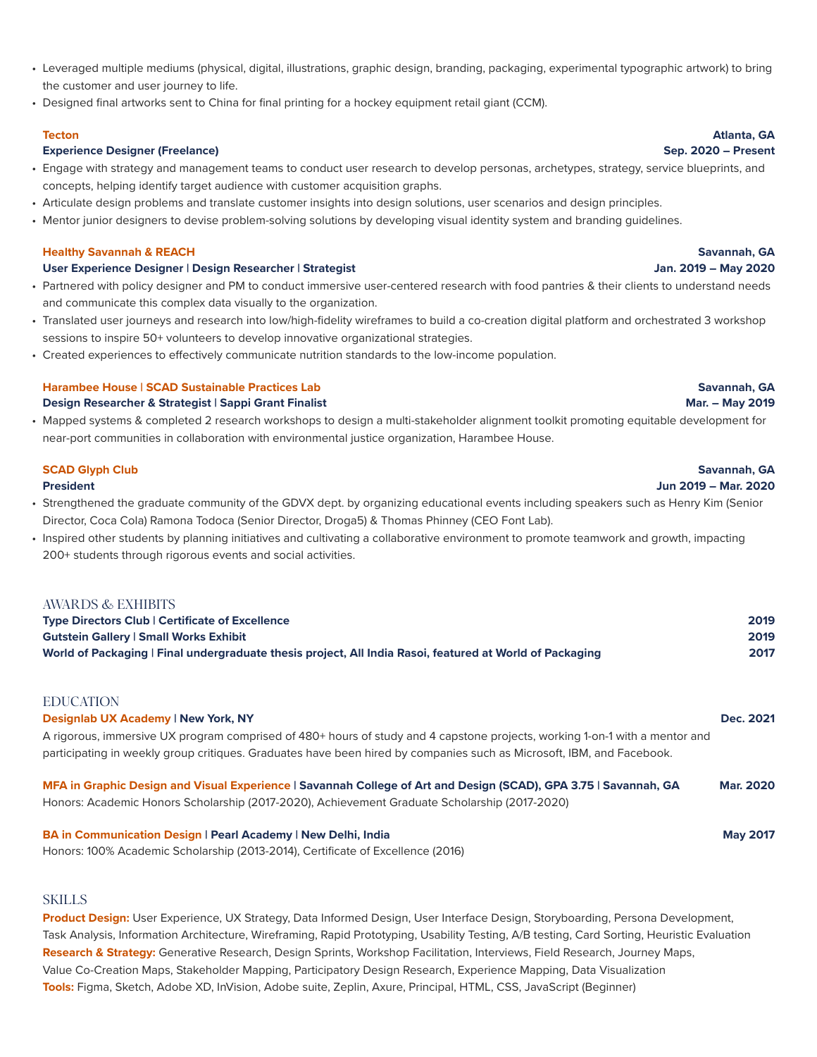- Leveraged multiple mediums (physical, digital, illustrations, graphic design, branding, packaging, experimental typographic artwork) to bring the customer and user journey to life.
- Designed final artworks sent to China for final printing for a hockey equipment retail giant (CCM).

**Tecton** — **Atlanta, GA**
**Experience Designer (Freelance)** — **Sep. 2020 – Present**

- Engage with strategy and management teams to conduct user research to develop personas, archetypes, strategy, service blueprints, and concepts, helping identify target audience with customer acquisition graphs.
- Articulate design problems and translate customer insights into design solutions, user scenarios and design principles.
- Mentor junior designers to devise problem-solving solutions by developing visual identity system and branding guidelines.

**Healthy Savannah & REACH** — **Savannah, GA**
**User Experience Designer | Design Researcher | Strategist** — **Jan. 2019 – May 2020**

- Partnered with policy designer and PM to conduct immersive user-centered research with food pantries & their clients to understand needs and communicate this complex data visually to the organization.
- Translated user journeys and research into low/high-fidelity wireframes to build a co-creation digital platform and orchestrated 3 workshop sessions to inspire 50+ volunteers to develop innovative organizational strategies.
- Created experiences to effectively communicate nutrition standards to the low-income population.

**Harambee House | SCAD Sustainable Practices Lab** — **Savannah, GA**
**Design Researcher & Strategist | Sappi Grant Finalist** — **Mar. – May 2019**

- Mapped systems & completed 2 research workshops to design a multi-stakeholder alignment toolkit promoting equitable development for near-port communities in collaboration with environmental justice organization, Harambee House.

**SCAD Glyph Club** — **Savannah, GA**
**President** — **Jun 2019 – Mar. 2020**

- Strengthened the graduate community of the GDVX dept. by organizing educational events including speakers such as Henry Kim (Senior Director, Coca Cola) Ramona Todoca (Senior Director, Droga5) & Thomas Phinney (CEO Font Lab).
- Inspired other students by planning initiatives and cultivating a collaborative environment to promote teamwork and growth, impacting 200+ students through rigorous events and social activities.

## AWARDS & EXHIBITS

**Type Directors Club | Certificate of Excellence** — **2019**
**Gutstein Gallery | Small Works Exhibit** — **2019**
**World of Packaging | Final undergraduate thesis project, All India Rasoi, featured at World of Packaging** — **2017**

## EDUCATION

**Designlab UX Academy | New York, NY** — **Dec. 2021**
A rigorous, immersive UX program comprised of 480+ hours of study and 4 capstone projects, working 1-on-1 with a mentor and participating in weekly group critiques. Graduates have been hired by companies such as Microsoft, IBM, and Facebook.

**MFA in Graphic Design and Visual Experience | Savannah College of Art and Design (SCAD), GPA 3.75 | Savannah, GA** — **Mar. 2020**
Honors: Academic Honors Scholarship (2017-2020), Achievement Graduate Scholarship (2017-2020)

**BA in Communication Design | Pearl Academy | New Delhi, India** — **May 2017**
Honors: 100% Academic Scholarship (2013-2014), Certificate of Excellence (2016)

## SKILLS

**Product Design:** User Experience, UX Strategy, Data Informed Design, User Interface Design, Storyboarding, Persona Development, Task Analysis, Information Architecture, Wireframing, Rapid Prototyping, Usability Testing, A/B testing, Card Sorting, Heuristic Evaluation
**Research & Strategy:** Generative Research, Design Sprints, Workshop Facilitation, Interviews, Field Research, Journey Maps, Value Co-Creation Maps, Stakeholder Mapping, Participatory Design Research, Experience Mapping, Data Visualization
**Tools:** Figma, Sketch, Adobe XD, InVision, Adobe suite, Zeplin, Axure, Principal, HTML, CSS, JavaScript (Beginner)